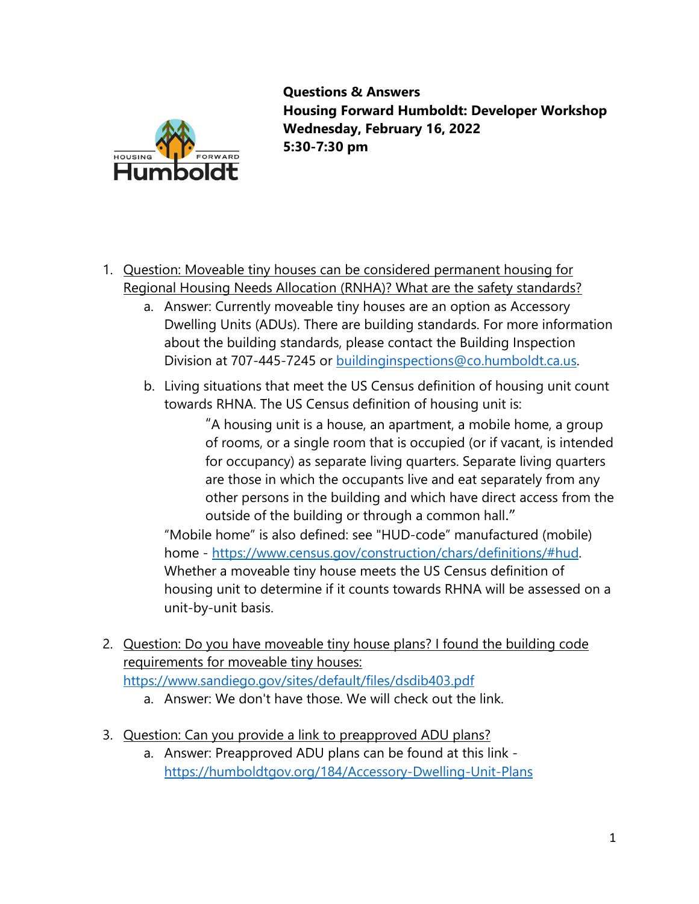**Questions & Answers**
**Housing Forward Humboldt: Developer Workshop**
**Wednesday, February 16, 2022**
**5:30-7:30 pm**

1. Question: Moveable tiny houses can be considered permanent housing for Regional Housing Needs Allocation (RNHA)? What are the safety standards?
   a. Answer: Currently moveable tiny houses are an option as Accessory Dwelling Units (ADUs). There are building standards. For more information about the building standards, please contact the Building Inspection Division at 707-445-7245 or [buildinginspections@co.humboldt.ca.us](mailto:buildinginspections@co.humboldt.ca.us).
   b. Living situations that meet the US Census definition of housing unit count towards RHNA. The US Census definition of housing unit is:

      > "A housing unit is a house, an apartment, a mobile home, a group of rooms, or a single room that is occupied (or if vacant, is intended for occupancy) as separate living quarters. Separate living quarters are those in which the occupants live and eat separately from any other persons in the building and which have direct access from the outside of the building or through a common hall."

      "Mobile home" is also defined: see "HUD-code" manufactured (mobile) home - [https://www.census.gov/construction/chars/definitions/#hud](https://www.census.gov/construction/chars/definitions/#hud). Whether a moveable tiny house meets the US Census definition of housing unit to determine if it counts towards RHNA will be assessed on a unit-by-unit basis.

2. Question: Do you have moveable tiny house plans? I found the building code requirements for moveable tiny houses: [https://www.sandiego.gov/sites/default/files/dsdib403.pdf](https://www.sandiego.gov/sites/default/files/dsdib403.pdf)
   a. Answer: We don't have those. We will check out the link.

3. Question: Can you provide a link to preapproved ADU plans?
   a. Answer: Preapproved ADU plans can be found at this link - [https://humboldtgov.org/184/Accessory-Dwelling-Unit-Plans](https://humboldtgov.org/184/Accessory-Dwelling-Unit-Plans)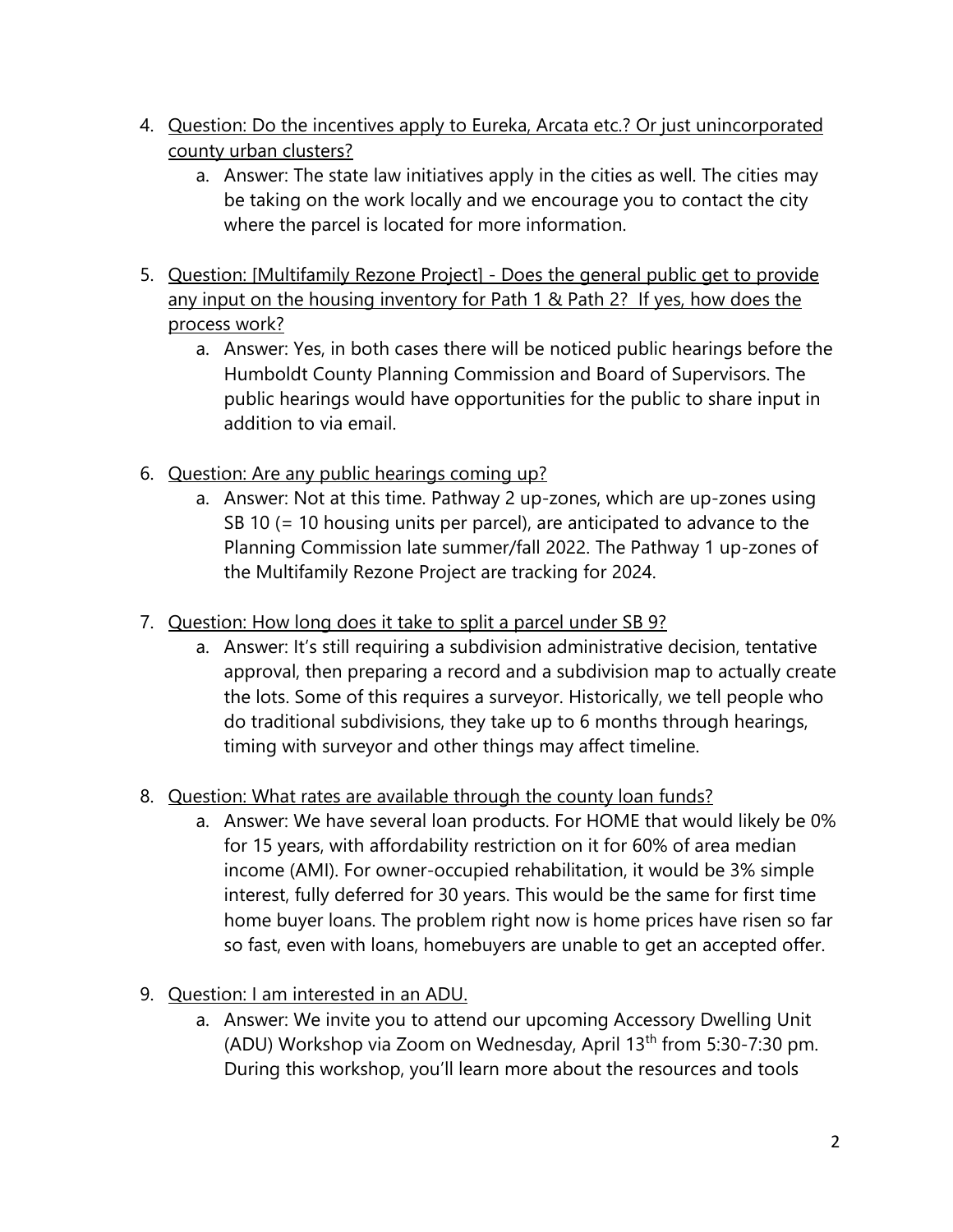4. <u>Question: Do the incentives apply to Eureka, Arcata etc.? Or just unincorporated county urban clusters?</u>
    a. Answer: The state law initiatives apply in the cities as well. The cities may be taking on the work locally and we encourage you to contact the city where the parcel is located for more information.

5. <u>Question: [Multifamily Rezone Project] - Does the general public get to provide any input on the housing inventory for Path 1 & Path 2? If yes, how does the process work?</u>
    a. Answer: Yes, in both cases there will be noticed public hearings before the Humboldt County Planning Commission and Board of Supervisors. The public hearings would have opportunities for the public to share input in addition to via email.

6. <u>Question: Are any public hearings coming up?</u>
    a. Answer: Not at this time. Pathway 2 up-zones, which are up-zones using SB 10 (= 10 housing units per parcel), are anticipated to advance to the Planning Commission late summer/fall 2022. The Pathway 1 up-zones of the Multifamily Rezone Project are tracking for 2024.

7. <u>Question: How long does it take to split a parcel under SB 9?</u>
    a. Answer: It's still requiring a subdivision administrative decision, tentative approval, then preparing a record and a subdivision map to actually create the lots. Some of this requires a surveyor. Historically, we tell people who do traditional subdivisions, they take up to 6 months through hearings, timing with surveyor and other things may affect timeline.

8. <u>Question: What rates are available through the county loan funds?</u>
    a. Answer: We have several loan products. For HOME that would likely be 0% for 15 years, with affordability restriction on it for 60% of area median income (AMI). For owner-occupied rehabilitation, it would be 3% simple interest, fully deferred for 30 years. This would be the same for first time home buyer loans. The problem right now is home prices have risen so far so fast, even with loans, homebuyers are unable to get an accepted offer.

9. <u>Question: I am interested in an ADU.</u>
    a. Answer: We invite you to attend our upcoming Accessory Dwelling Unit (ADU) Workshop via Zoom on Wednesday, April 13th from 5:30-7:30 pm. During this workshop, you'll learn more about the resources and tools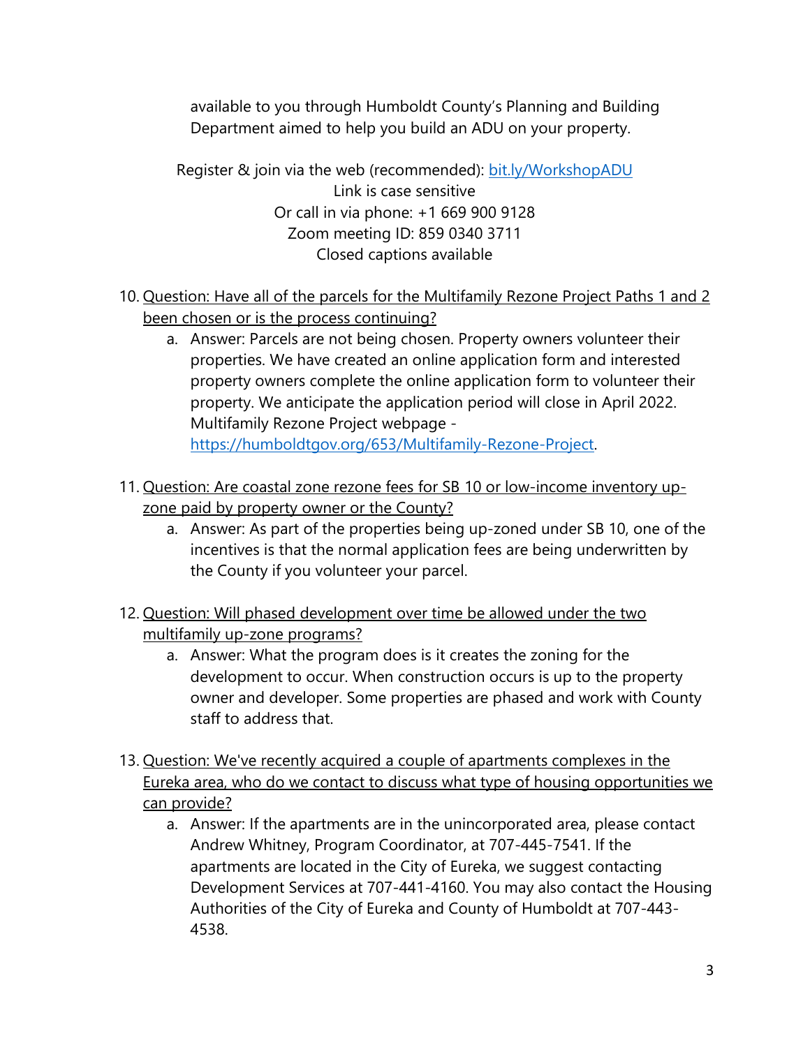available to you through Humboldt County's Planning and Building Department aimed to help you build an ADU on your property.

Register & join via the web (recommended): [bit.ly/WorkshopADU](bit.ly/WorkshopADU)
Link is case sensitive
Or call in via phone: +1 669 900 9128
Zoom meeting ID: 859 0340 3711
Closed captions available

10. Question: Have all of the parcels for the Multifamily Rezone Project Paths 1 and 2 been chosen or is the process continuing?
    a. Answer: Parcels are not being chosen. Property owners volunteer their properties. We have created an online application form and interested property owners complete the online application form to volunteer their property. We anticipate the application period will close in April 2022. Multifamily Rezone Project webpage - [https://humboldtgov.org/653/Multifamily-Rezone-Project](https://humboldtgov.org/653/Multifamily-Rezone-Project).

11. Question: Are coastal zone rezone fees for SB 10 or low-income inventory up-zone paid by property owner or the County?
    a. Answer: As part of the properties being up-zoned under SB 10, one of the incentives is that the normal application fees are being underwritten by the County if you volunteer your parcel.

12. Question: Will phased development over time be allowed under the two multifamily up-zone programs?
    a. Answer: What the program does is it creates the zoning for the development to occur. When construction occurs is up to the property owner and developer. Some properties are phased and work with County staff to address that.

13. Question: We've recently acquired a couple of apartments complexes in the Eureka area, who do we contact to discuss what type of housing opportunities we can provide?
    a. Answer: If the apartments are in the unincorporated area, please contact Andrew Whitney, Program Coordinator, at 707-445-7541. If the apartments are located in the City of Eureka, we suggest contacting Development Services at 707-441-4160. You may also contact the Housing Authorities of the City of Eureka and County of Humboldt at 707-443-4538.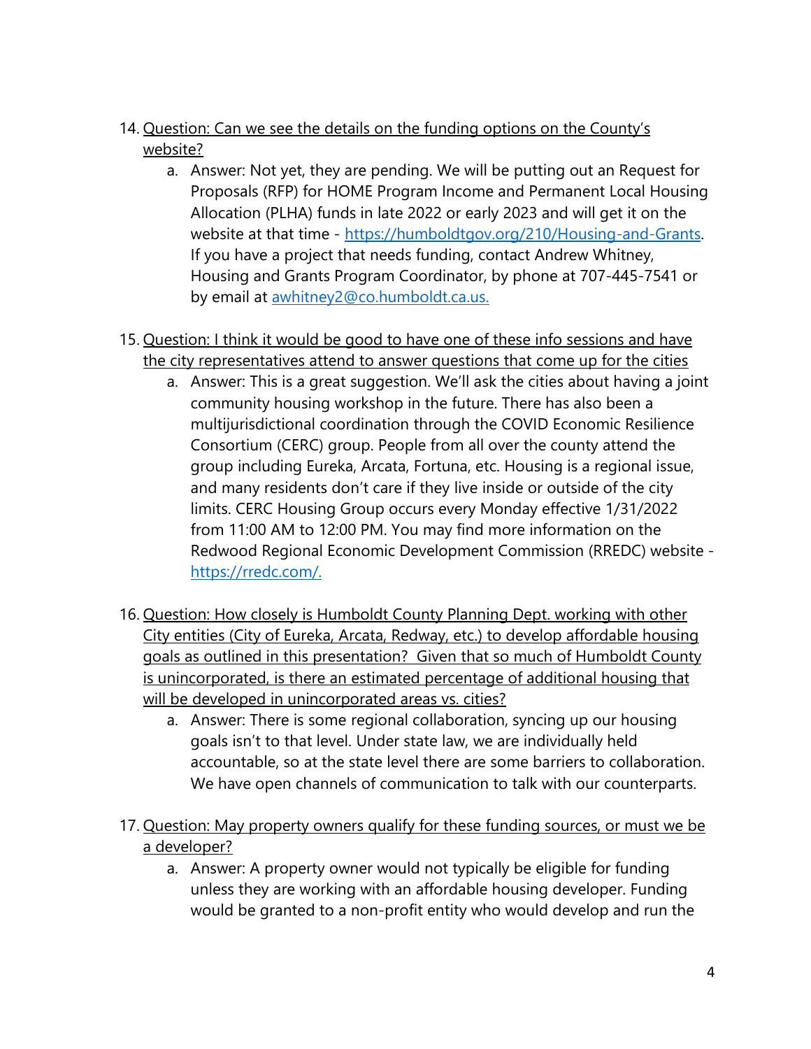14. <u>Question: Can we see the details on the funding options on the County's website?</u>
    a. Answer: Not yet, they are pending. We will be putting out an Request for Proposals (RFP) for HOME Program Income and Permanent Local Housing Allocation (PLHA) funds in late 2022 or early 2023 and will get it on the website at that time - [https://humboldtgov.org/210/Housing-and-Grants](https://humboldtgov.org/210/Housing-and-Grants). If you have a project that needs funding, contact Andrew Whitney, Housing and Grants Program Coordinator, by phone at 707-445-7541 or by email at [awhitney2@co.humboldt.ca.us.](mailto:awhitney2@co.humboldt.ca.us)

15. <u>Question: I think it would be good to have one of these info sessions and have the city representatives attend to answer questions that come up for the cities</u>
    a. Answer: This is a great suggestion. We'll ask the cities about having a joint community housing workshop in the future. There has also been a multijurisdictional coordination through the COVID Economic Resilience Consortium (CERC) group. People from all over the county attend the group including Eureka, Arcata, Fortuna, etc. Housing is a regional issue, and many residents don't care if they live inside or outside of the city limits. CERC Housing Group occurs every Monday effective 1/31/2022 from 11:00 AM to 12:00 PM. You may find more information on the Redwood Regional Economic Development Commission (RREDC) website - [https://rredc.com/.](https://rredc.com/)

16. <u>Question: How closely is Humboldt County Planning Dept. working with other City entities (City of Eureka, Arcata, Redway, etc.) to develop affordable housing goals as outlined in this presentation? Given that so much of Humboldt County is unincorporated, is there an estimated percentage of additional housing that will be developed in unincorporated areas vs. cities?</u>
    a. Answer: There is some regional collaboration, syncing up our housing goals isn't to that level. Under state law, we are individually held accountable, so at the state level there are some barriers to collaboration. We have open channels of communication to talk with our counterparts.

17. <u>Question: May property owners qualify for these funding sources, or must we be a developer?</u>
    a. Answer: A property owner would not typically be eligible for funding unless they are working with an affordable housing developer. Funding would be granted to a non-profit entity who would develop and run the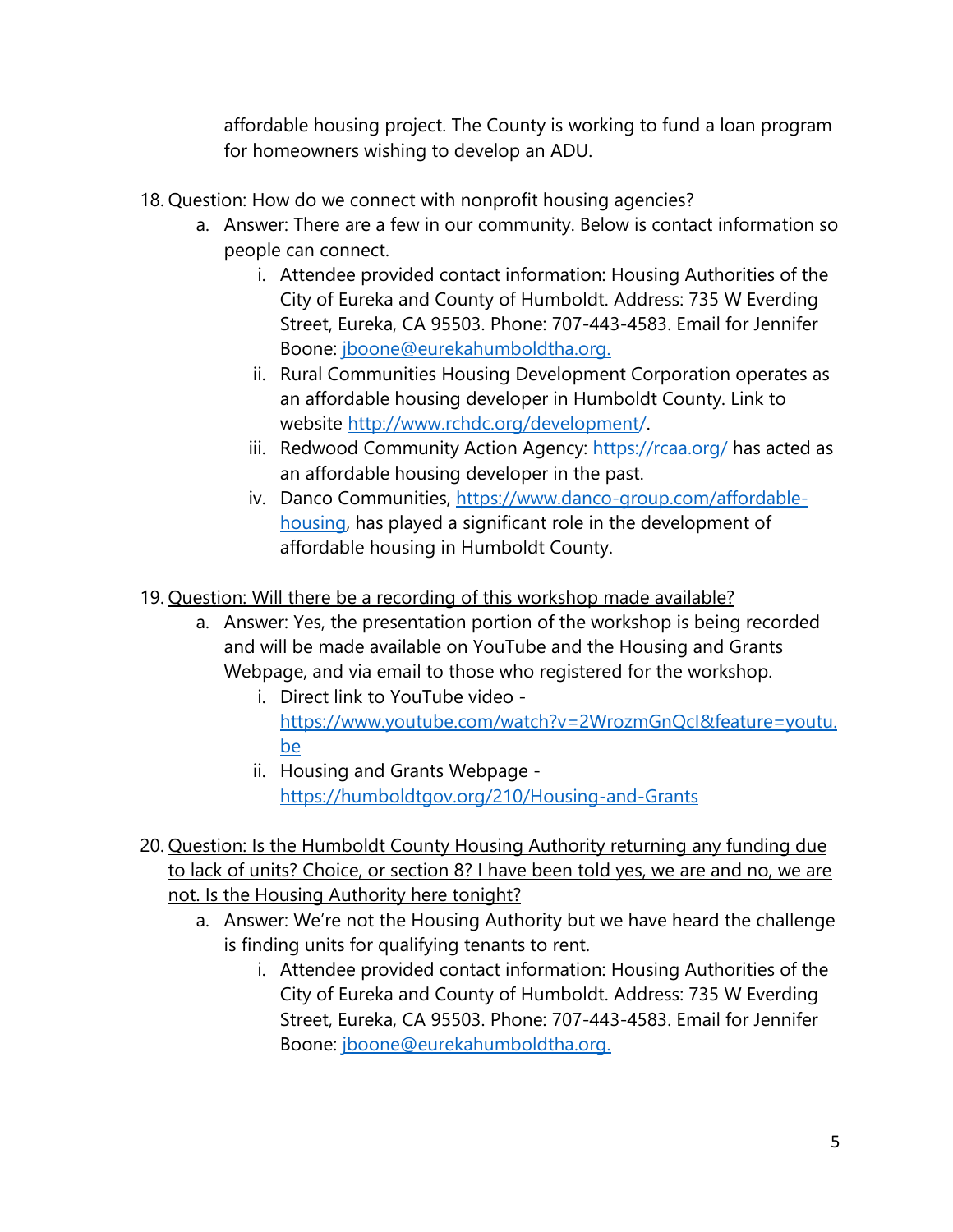affordable housing project. The County is working to fund a loan program for homeowners wishing to develop an ADU.

18. <u>Question: How do we connect with nonprofit housing agencies?</u>
    a. Answer: There are a few in our community. Below is contact information so people can connect.
        i. Attendee provided contact information: Housing Authorities of the City of Eureka and County of Humboldt. Address: 735 W Everding Street, Eureka, CA 95503. Phone: 707-443-4583. Email for Jennifer Boone: [jboone@eurekahumboldtha.org.](mailto:jboone@eurekahumboldtha.org)
        ii. Rural Communities Housing Development Corporation operates as an affordable housing developer in Humboldt County. Link to website [http://www.rchdc.org/development/](http://www.rchdc.org/development/).
        iii. Redwood Community Action Agency: [https://rcaa.org/](https://rcaa.org/) has acted as an affordable housing developer in the past.
        iv. Danco Communities, [https://www.danco-group.com/affordable-housing](https://www.danco-group.com/affordable-housing), has played a significant role in the development of affordable housing in Humboldt County.

19. <u>Question: Will there be a recording of this workshop made available?</u>
    a. Answer: Yes, the presentation portion of the workshop is being recorded and will be made available on YouTube and the Housing and Grants Webpage, and via email to those who registered for the workshop.
        i. Direct link to YouTube video - [https://www.youtube.com/watch?v=2WrozmGnQcI&feature=youtu.be](https://www.youtube.com/watch?v=2WrozmGnQcI&feature=youtu.be)
        ii. Housing and Grants Webpage - [https://humboldtgov.org/210/Housing-and-Grants](https://humboldtgov.org/210/Housing-and-Grants)

20. <u>Question: Is the Humboldt County Housing Authority returning any funding due to lack of units? Choice, or section 8? I have been told yes, we are and no, we are not. Is the Housing Authority here tonight?</u>
    a. Answer: We're not the Housing Authority but we have heard the challenge is finding units for qualifying tenants to rent.
        i. Attendee provided contact information: Housing Authorities of the City of Eureka and County of Humboldt. Address: 735 W Everding Street, Eureka, CA 95503. Phone: 707-443-4583. Email for Jennifer Boone: [jboone@eurekahumboldtha.org.](mailto:jboone@eurekahumboldtha.org)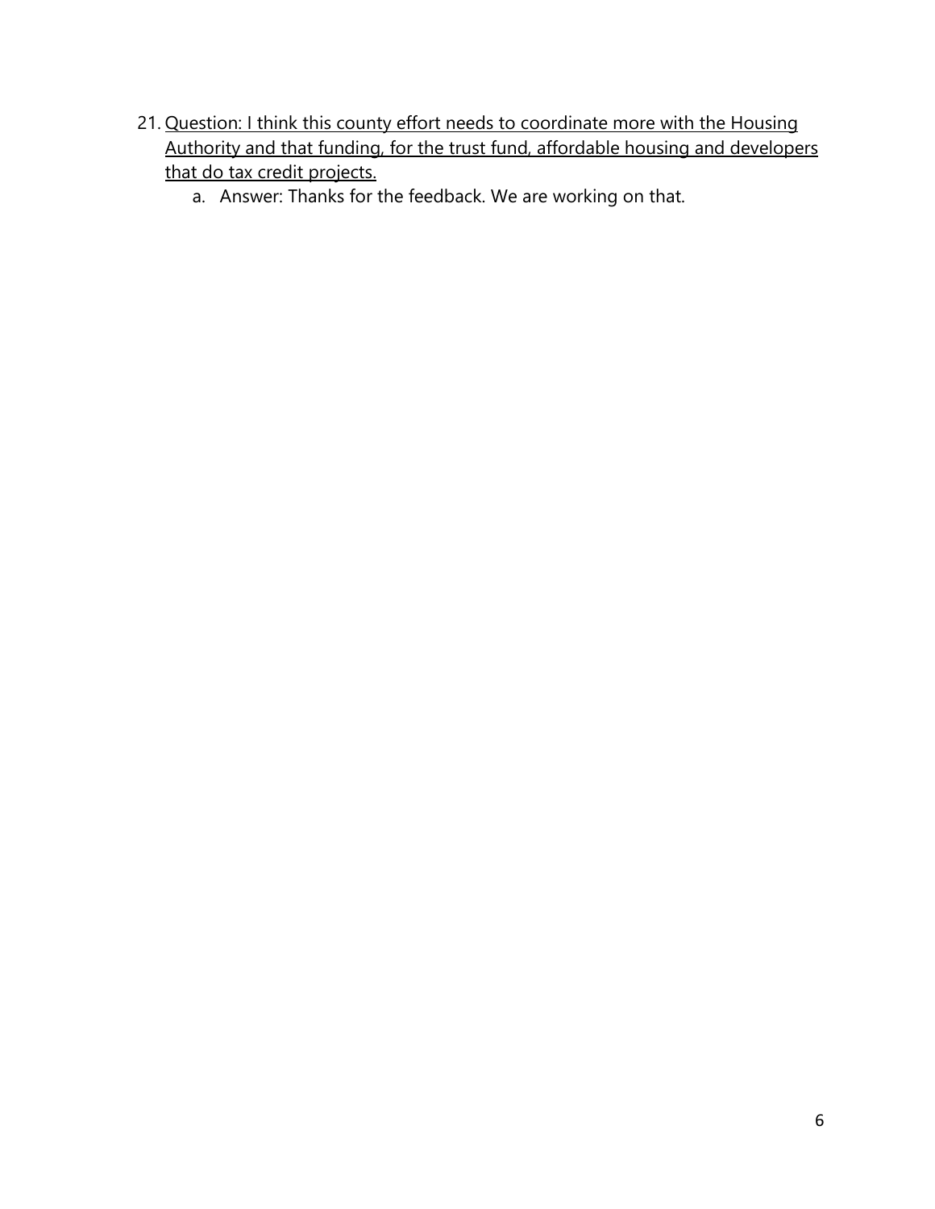21. <u>Question: I think this county effort needs to coordinate more with the Housing Authority and that funding, for the trust fund, affordable housing and developers that do tax credit projects.</u>
    a. Answer: Thanks for the feedback. We are working on that.